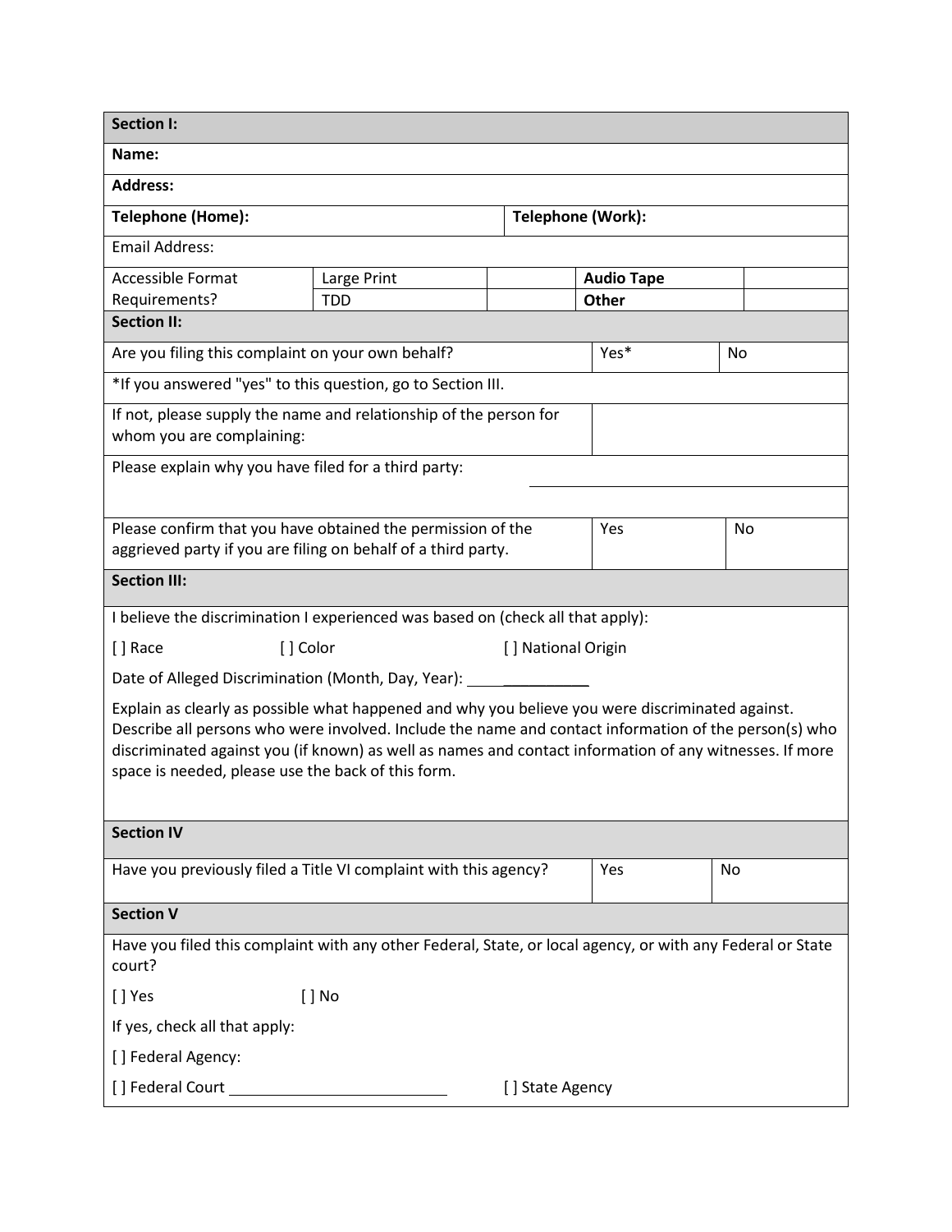| **Section I:** | | | | | |
|---|---|---|---|---|---|
| **Name:** | | | | | |
| **Address:** | | | | | |
| **Telephone (Home):** | | | **Telephone (Work):** | | |
| Email Address: | | | | | |
| Accessible Format Requirements? | Large Print | | **Audio Tape** | | |
| | TDD | | **Other** | | |

| **Section II:** | | |
|---|---|---|
| Are you filing this complaint on your own behalf? | Yes* | No |
| *If you answered "yes" to this question, go to Section III. | | |
| If not, please supply the name and relationship of the person for whom you are complaining: | | |
| Please explain why you have filed for a third party: | | |
| Please confirm that you have obtained the permission of the aggrieved party if you are filing on behalf of a third party. | Yes | No |

**Section III:**

I believe the discrimination I experienced was based on (check all that apply):

[ ] Race [ ] Color [ ] National Origin

Date of Alleged Discrimination (Month, Day, Year): ____________

Explain as clearly as possible what happened and why you believe you were discriminated against. Describe all persons who were involved. Include the name and contact information of the person(s) who discriminated against you (if known) as well as names and contact information of any witnesses. If more space is needed, please use the back of this form.

| **Section IV** | | |
|---|---|---|
| Have you previously filed a Title VI complaint with this agency? | Yes | No |

**Section V**

Have you filed this complaint with any other Federal, State, or local agency, or with any Federal or State court?

[ ] Yes [ ] No

If yes, check all that apply:

[ ] Federal Agency:

[ ] Federal Court ____________________ [ ] State Agency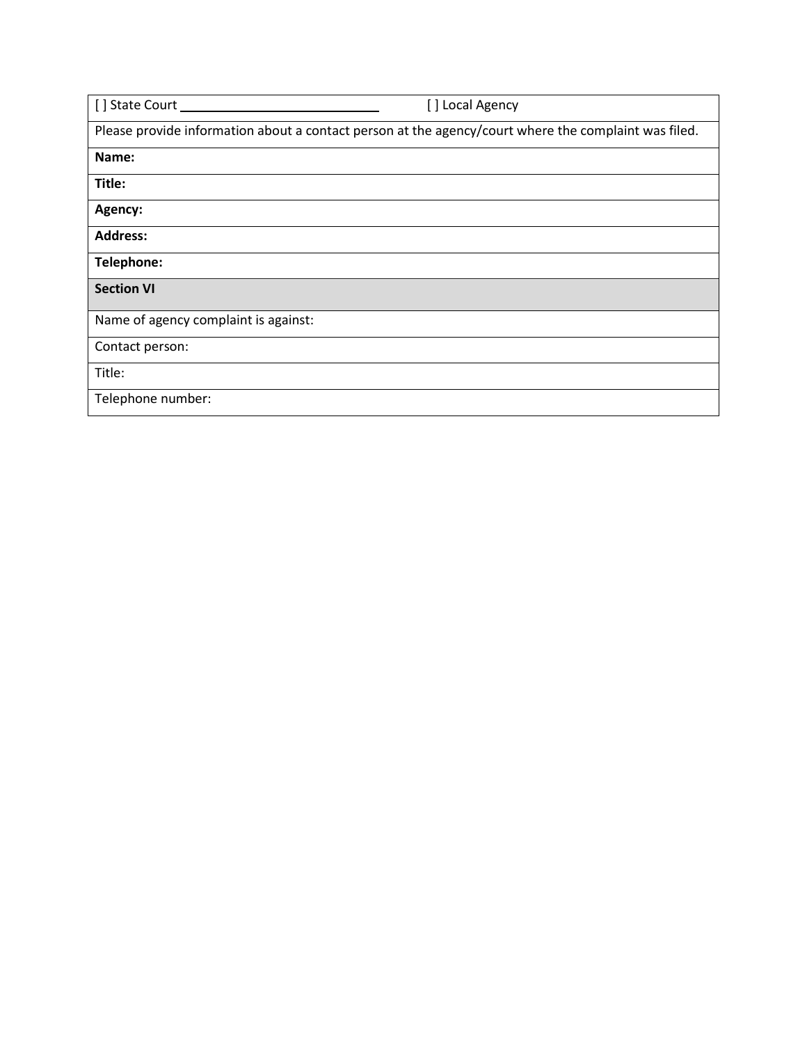| | |
|---|---|
| [ ] State Court ______________________ | [ ] Local Agency |
| Please provide information about a contact person at the agency/court where the complaint was filed. | |
| **Name:** | |
| **Title:** | |
| **Agency:** | |
| **Address:** | |
| **Telephone:** | |
| **Section VI** | |
| Name of agency complaint is against: | |
| Contact person: | |
| Title: | |
| Telephone number: | |